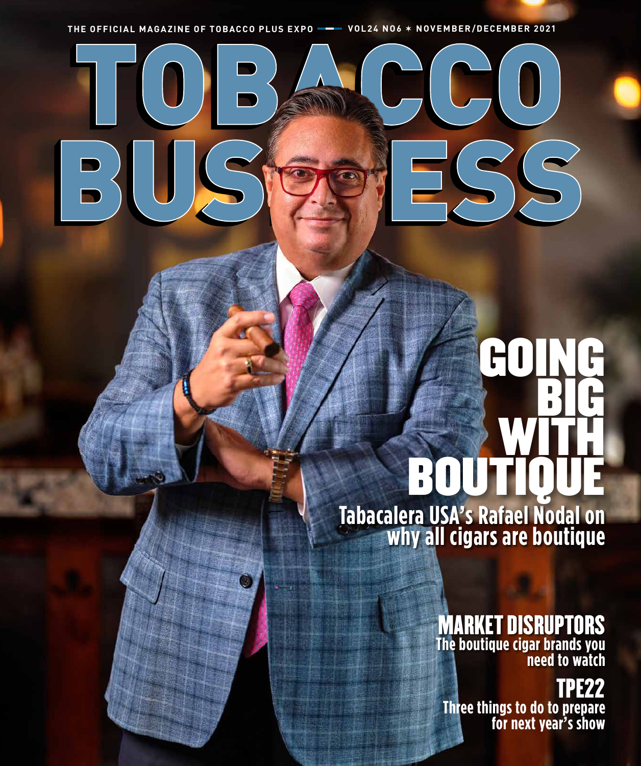THE OFFICIAL MAGAZINE OF TOBACCO PLUS EXPO — VOL24 NO6 ✶ NOVEMBER/DECEMBER 2021

# TOBACCO BUSINESS

## GOING BIG WITH BOUTIQUE

**Tabacalera USA's Rafael Nodal on why all cigars are boutique**

### MARKET DISRUPTORS

**The boutique cigar brands you need to watch**

### TPE22

**Three things to do to prepare for next year's show**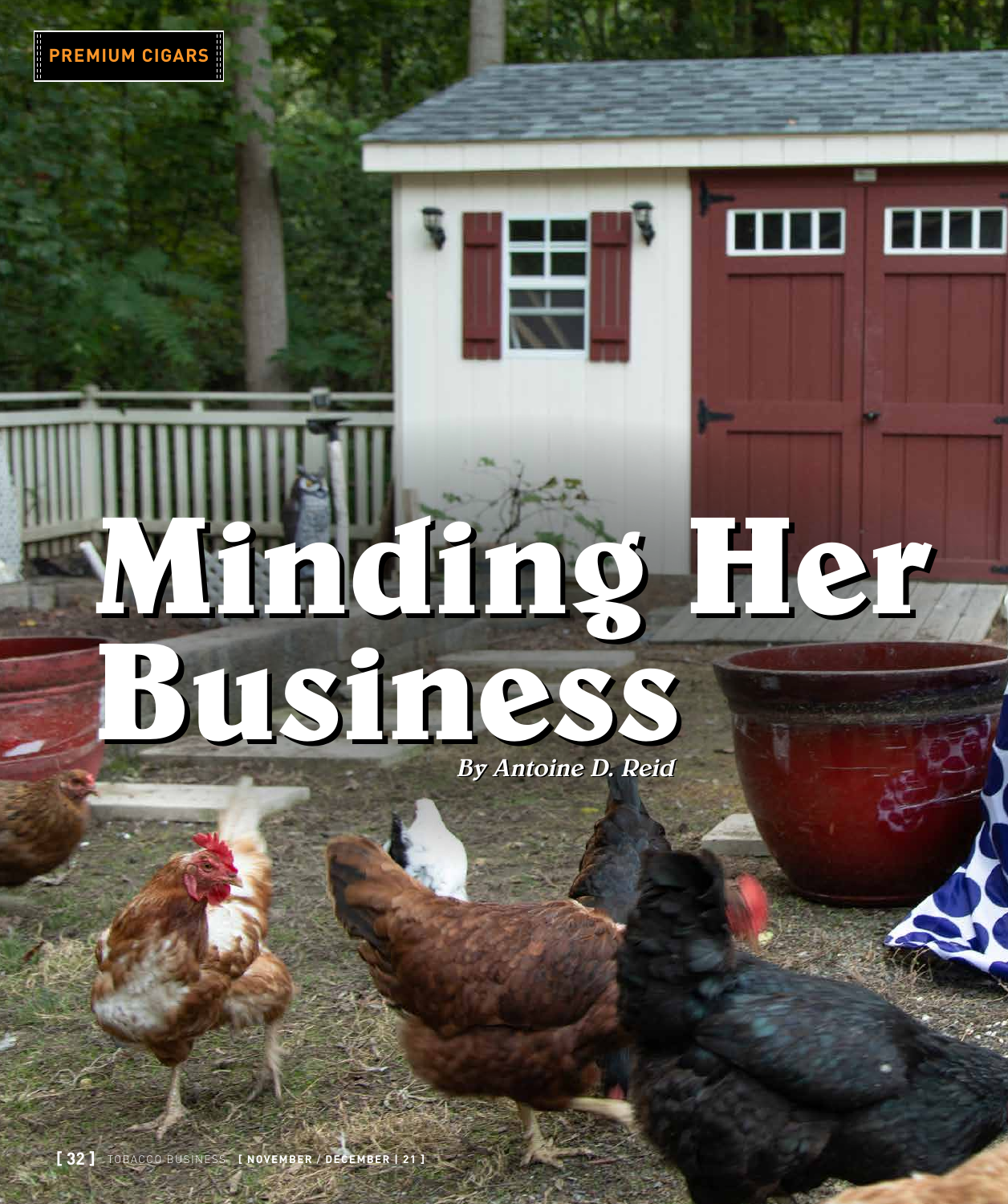PREMIUM CIGARS

# Minding Her Business

*By Antoine D. Reid*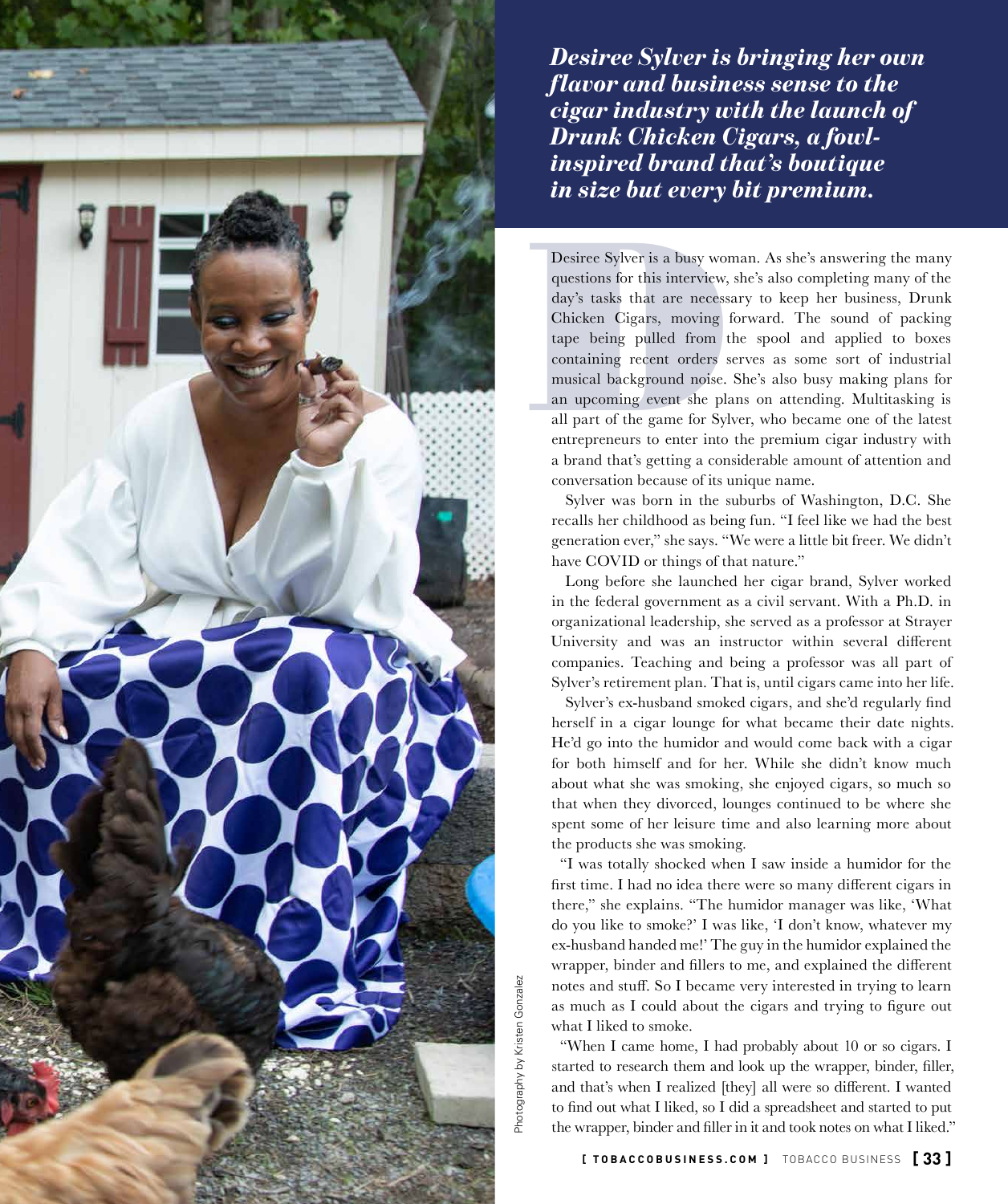***Desiree Sylver is bringing her own flavor and business sense to the cigar industry with the launch of Drunk Chicken Cigars, a fowl-inspired brand that's boutique in size but every bit premium.***

Desiree Sylver is a busy woman. As she's answering the many questions for this interview, she's also completing many of the day's tasks that are necessary to keep her business, Drunk Chicken Cigars, moving forward. The sound of packing tape being pulled from the spool and applied to boxes containing recent orders serves as some sort of industrial musical background noise. She's also busy making plans for an upcoming event she plans on attending. Multitasking is all part of the game for Sylver, who became one of the latest entrepreneurs to enter into the premium cigar industry with a brand that's getting a considerable amount of attention and conversation because of its unique name.

Sylver was born in the suburbs of Washington, D.C. She recalls her childhood as being fun. "I feel like we had the best generation ever," she says. "We were a little bit freer. We didn't have COVID or things of that nature."

Long before she launched her cigar brand, Sylver worked in the federal government as a civil servant. With a Ph.D. in organizational leadership, she served as a professor at Strayer University and was an instructor within several different companies. Teaching and being a professor was all part of Sylver's retirement plan. That is, until cigars came into her life.

Sylver's ex-husband smoked cigars, and she'd regularly find herself in a cigar lounge for what became their date nights. He'd go into the humidor and would come back with a cigar for both himself and for her. While she didn't know much about what she was smoking, she enjoyed cigars, so much so that when they divorced, lounges continued to be where she spent some of her leisure time and also learning more about the products she was smoking.

"I was totally shocked when I saw inside a humidor for the first time. I had no idea there were so many different cigars in there," she explains. "The humidor manager was like, 'What do you like to smoke?' I was like, 'I don't know, whatever my ex-husband handed me!' The guy in the humidor explained the wrapper, binder and fillers to me, and explained the different notes and stuff. So I became very interested in trying to learn as much as I could about the cigars and trying to figure out what I liked to smoke.

"When I came home, I had probably about 10 or so cigars. I started to research them and look up the wrapper, binder, filler, and that's when I realized [they] all were so different. I wanted to find out what I liked, so I did a spreadsheet and started to put the wrapper, binder and filler in it and took notes on what I liked."

Photography by Kristen Gonzalez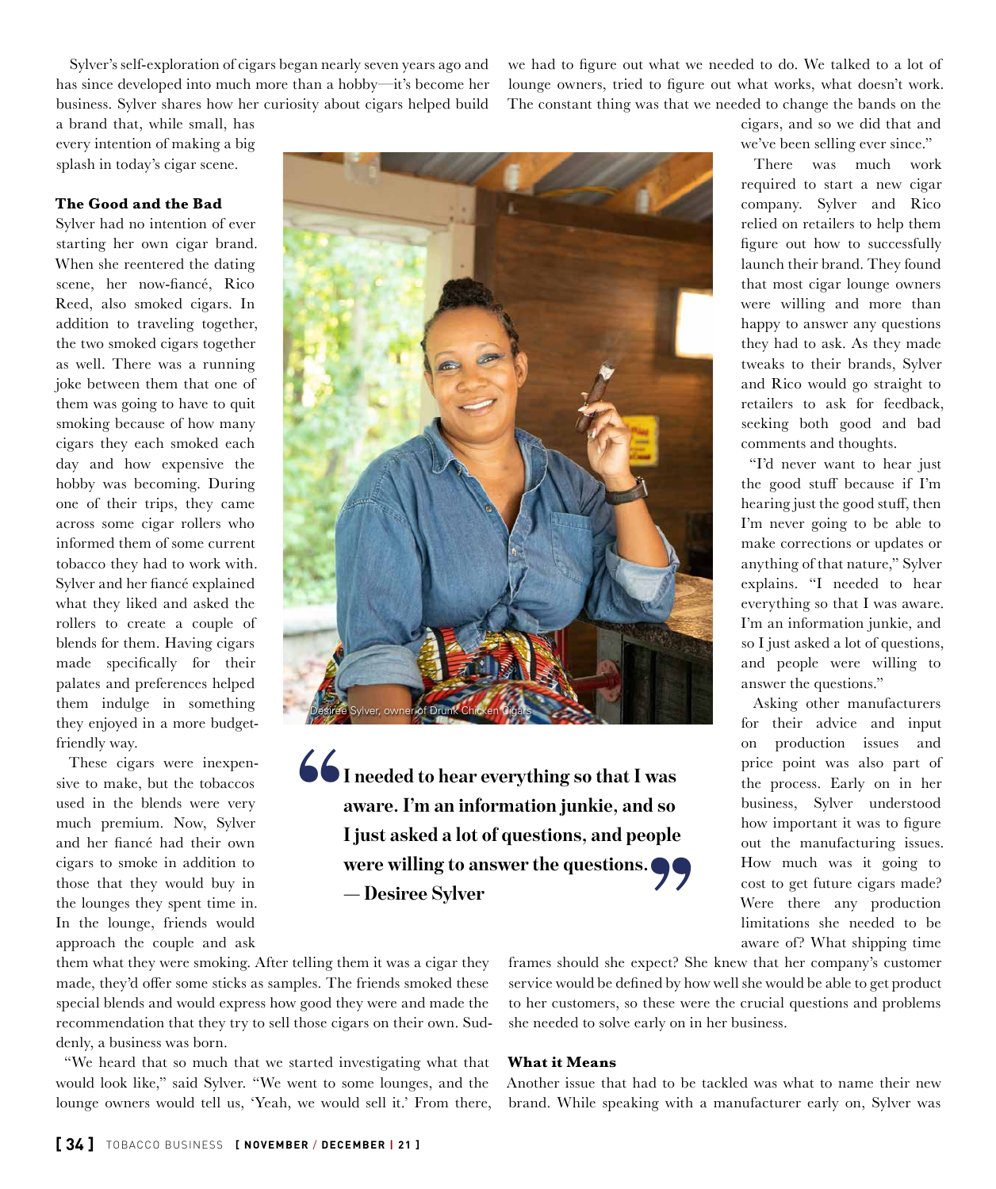Sylver's self-exploration of cigars began nearly seven years ago and has since developed into much more than a hobby—it's become her business. Sylver shares how her curiosity about cigars helped build a brand that, while small, has every intention of making a big splash in today's cigar scene.

### The Good and the Bad

Sylver had no intention of ever starting her own cigar brand. When she reentered the dating scene, her now-fiancé, Rico Reed, also smoked cigars. In addition to traveling together, the two smoked cigars together as well. There was a running joke between them that one of them was going to have to quit smoking because of how many cigars they each smoked each day and how expensive the hobby was becoming. During one of their trips, they came across some cigar rollers who informed them of some current tobacco they had to work with. Sylver and her fiancé explained what they liked and asked the rollers to create a couple of blends for them. Having cigars made specifically for their palates and preferences helped them indulge in something they enjoyed in a more budget-friendly way.

These cigars were inexpensive to make, but the tobaccos used in the blends were very much premium. Now, Sylver and her fiancé had their own cigars to smoke in addition to those that they would buy in the lounges they spent time in. In the lounge, friends would approach the couple and ask them what they were smoking. After telling them it was a cigar they made, they'd offer some sticks as samples. The friends smoked these special blends and would express how good they were and made the recommendation that they try to sell those cigars on their own. Suddenly, a business was born.

"We heard that so much that we started investigating what that would look like," said Sylver. "We went to some lounges, and the lounge owners would tell us, 'Yeah, we would sell it.' From there, we had to figure out what we needed to do. We talked to a lot of lounge owners, tried to figure out what works, what doesn't work. The constant thing was that we needed to change the bands on the cigars, and so we did that and we've been selling ever since."

Desiree Sylver, owner of Drunk Chicken Cigars

> "I needed to hear everything so that I was aware. I'm an information junkie, and so I just asked a lot of questions, and people were willing to answer the questions." — Desiree Sylver

There was much work required to start a new cigar company. Sylver and Rico relied on retailers to help them figure out how to successfully launch their brand. They found that most cigar lounge owners were willing and more than happy to answer any questions they had to ask. As they made tweaks to their brands, Sylver and Rico would go straight to retailers to ask for feedback, seeking both good and bad comments and thoughts.

"I'd never want to hear just the good stuff because if I'm hearing just the good stuff, then I'm never going to be able to make corrections or updates or anything of that nature," Sylver explains. "I needed to hear everything so that I was aware. I'm an information junkie, and so I just asked a lot of questions, and people were willing to answer the questions."

Asking other manufacturers for their advice and input on production issues and price point was also part of the process. Early on in her business, Sylver understood how important it was to figure out the manufacturing issues. How much was it going to cost to get future cigars made? Were there any production limitations she needed to be aware of? What shipping time frames should she expect? She knew that her company's customer service would be defined by how well she would be able to get product to her customers, so these were the crucial questions and problems she needed to solve early on in her business.

### What it Means

Another issue that had to be tackled was what to name their new brand. While speaking with a manufacturer early on, Sylver was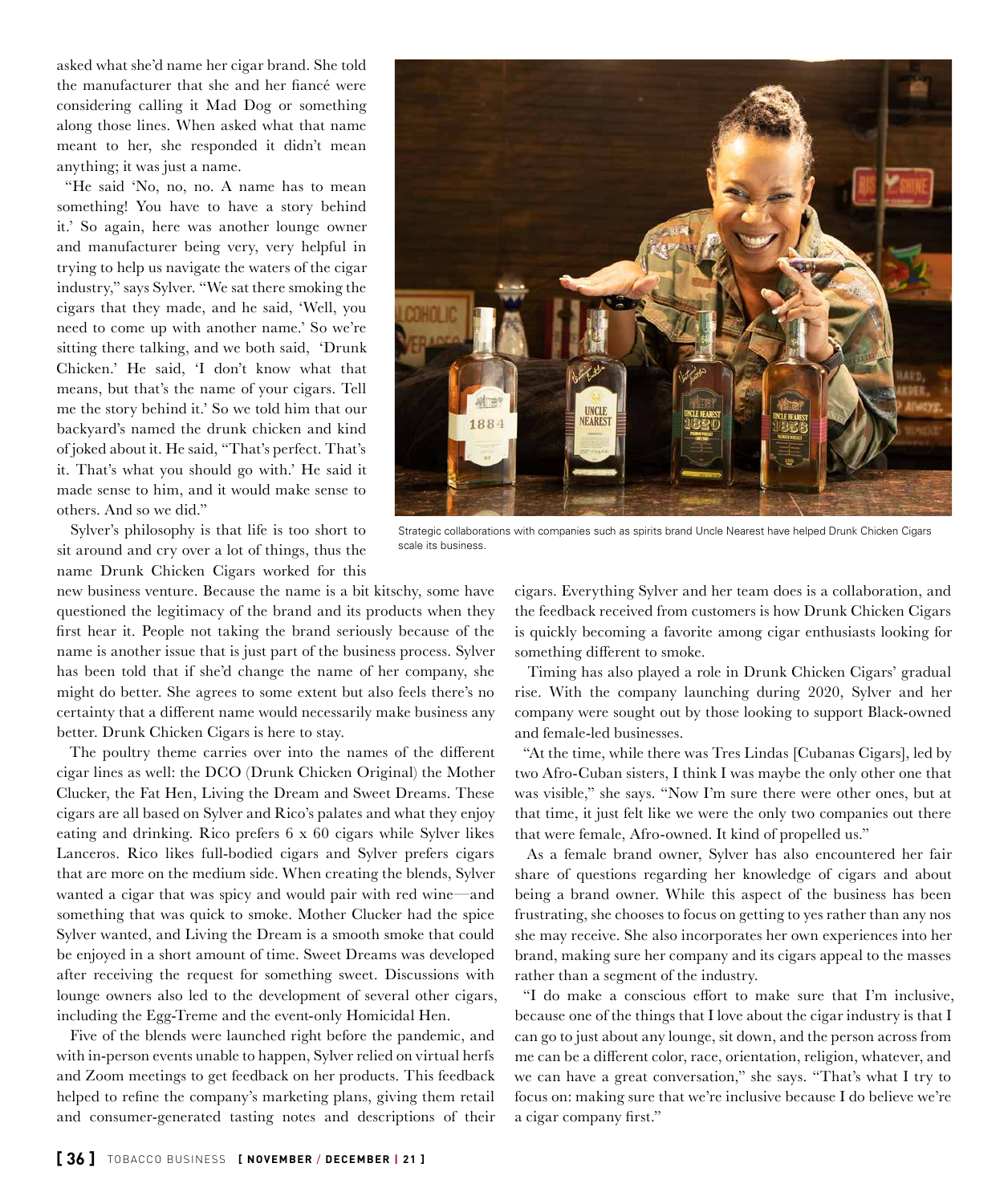asked what she'd name her cigar brand. She told the manufacturer that she and her fiancé were considering calling it Mad Dog or something along those lines. When asked what that name meant to her, she responded it didn't mean anything; it was just a name.

"He said 'No, no, no. A name has to mean something! You have to have a story behind it.' So again, here was another lounge owner and manufacturer being very, very helpful in trying to help us navigate the waters of the cigar industry," says Sylver. "We sat there smoking the cigars that they made, and he said, 'Well, you need to come up with another name.' So we're sitting there talking, and we both said, 'Drunk Chicken.' He said, 'I don't know what that means, but that's the name of your cigars. Tell me the story behind it.' So we told him that our backyard's named the drunk chicken and kind of joked about it. He said, "That's perfect. That's it. That's what you should go with.' He said it made sense to him, and it would make sense to others. And so we did."

Strategic collaborations with companies such as spirits brand Uncle Nearest have helped Drunk Chicken Cigars scale its business.

Sylver's philosophy is that life is too short to sit around and cry over a lot of things, thus the name Drunk Chicken Cigars worked for this new business venture. Because the name is a bit kitschy, some have questioned the legitimacy of the brand and its products when they first hear it. People not taking the brand seriously because of the name is another issue that is just part of the business process. Sylver has been told that if she'd change the name of her company, she might do better. She agrees to some extent but also feels there's no certainty that a different name would necessarily make business any better. Drunk Chicken Cigars is here to stay.

The poultry theme carries over into the names of the different cigar lines as well: the DCO (Drunk Chicken Original) the Mother Clucker, the Fat Hen, Living the Dream and Sweet Dreams. These cigars are all based on Sylver and Rico's palates and what they enjoy eating and drinking. Rico prefers 6 x 60 cigars while Sylver likes Lanceros. Rico likes full-bodied cigars and Sylver prefers cigars that are more on the medium side. When creating the blends, Sylver wanted a cigar that was spicy and would pair with red wine—and something that was quick to smoke. Mother Clucker had the spice Sylver wanted, and Living the Dream is a smooth smoke that could be enjoyed in a short amount of time. Sweet Dreams was developed after receiving the request for something sweet. Discussions with lounge owners also led to the development of several other cigars, including the Egg-Treme and the event-only Homicidal Hen.

Five of the blends were launched right before the pandemic, and with in-person events unable to happen, Sylver relied on virtual herfs and Zoom meetings to get feedback on her products. This feedback helped to refine the company's marketing plans, giving them retail and consumer-generated tasting notes and descriptions of their cigars. Everything Sylver and her team does is a collaboration, and the feedback received from customers is how Drunk Chicken Cigars is quickly becoming a favorite among cigar enthusiasts looking for something different to smoke.

Timing has also played a role in Drunk Chicken Cigars' gradual rise. With the company launching during 2020, Sylver and her company were sought out by those looking to support Black-owned and female-led businesses.

"At the time, while there was Tres Lindas [Cubanas Cigars], led by two Afro-Cuban sisters, I think I was maybe the only other one that was visible," she says. "Now I'm sure there were other ones, but at that time, it just felt like we were the only two companies out there that were female, Afro-owned. It kind of propelled us."

As a female brand owner, Sylver has also encountered her fair share of questions regarding her knowledge of cigars and about being a brand owner. While this aspect of the business has been frustrating, she chooses to focus on getting to yes rather than any nos she may receive. She also incorporates her own experiences into her brand, making sure her company and its cigars appeal to the masses rather than a segment of the industry.

"I do make a conscious effort to make sure that I'm inclusive, because one of the things that I love about the cigar industry is that I can go to just about any lounge, sit down, and the person across from me can be a different color, race, orientation, religion, whatever, and we can have a great conversation," she says. "That's what I try to focus on: making sure that we're inclusive because I do believe we're a cigar company first."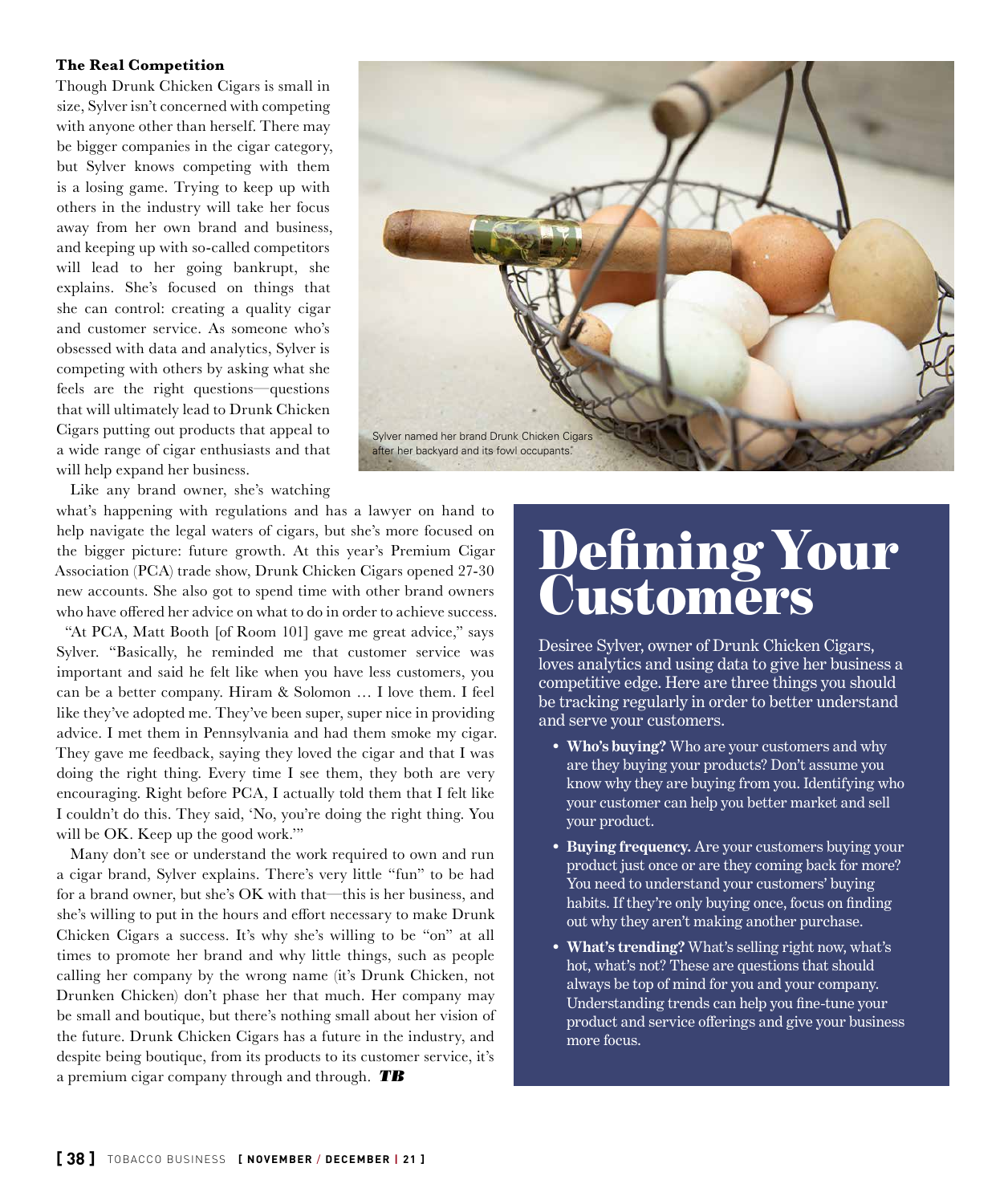### The Real Competition

Though Drunk Chicken Cigars is small in size, Sylver isn't concerned with competing with anyone other than herself. There may be bigger companies in the cigar category, but Sylver knows competing with them is a losing game. Trying to keep up with others in the industry will take her focus away from her own brand and business, and keeping up with so-called competitors will lead to her going bankrupt, she explains. She's focused on things that she can control: creating a quality cigar and customer service. As someone who's obsessed with data and analytics, Sylver is competing with others by asking what she feels are the right questions—questions that will ultimately lead to Drunk Chicken Cigars putting out products that appeal to a wide range of cigar enthusiasts and that will help expand her business.

Like any brand owner, she's watching what's happening with regulations and has a lawyer on hand to help navigate the legal waters of cigars, but she's more focused on the bigger picture: future growth. At this year's Premium Cigar Association (PCA) trade show, Drunk Chicken Cigars opened 27-30 new accounts. She also got to spend time with other brand owners who have offered her advice on what to do in order to achieve success.

"At PCA, Matt Booth [of Room 101] gave me great advice," says Sylver. "Basically, he reminded me that customer service was important and said he felt like when you have less customers, you can be a better company. Hiram & Solomon … I love them. I feel like they've adopted me. They've been super, super nice in providing advice. I met them in Pennsylvania and had them smoke my cigar. They gave me feedback, saying they loved the cigar and that I was doing the right thing. Every time I see them, they both are very encouraging. Right before PCA, I actually told them that I felt like I couldn't do this. They said, 'No, you're doing the right thing. You will be OK. Keep up the good work.'"

Many don't see or understand the work required to own and run a cigar brand, Sylver explains. There's very little "fun" to be had for a brand owner, but she's OK with that—this is her business, and she's willing to put in the hours and effort necessary to make Drunk Chicken Cigars a success. It's why she's willing to be "on" at all times to promote her brand and why little things, such as people calling her company by the wrong name (it's Drunk Chicken, not Drunken Chicken) don't phase her that much. Her company may be small and boutique, but there's nothing small about her vision of the future. Drunk Chicken Cigars has a future in the industry, and despite being boutique, from its products to its customer service, it's a premium cigar company through and through. *TB*

Sylver named her brand Drunk Chicken Cigars after her backyard and its fowl occupants.

## Defining Your Customers

Desiree Sylver, owner of Drunk Chicken Cigars, loves analytics and using data to give her business a competitive edge. Here are three things you should be tracking regularly in order to better understand and serve your customers.

- **Who's buying?** Who are your customers and why are they buying your products? Don't assume you know why they are buying from you. Identifying who your customer can help you better market and sell your product.
- **Buying frequency.** Are your customers buying your product just once or are they coming back for more? You need to understand your customers' buying habits. If they're only buying once, focus on finding out why they aren't making another purchase.
- **What's trending?** What's selling right now, what's hot, what's not? These are questions that should always be top of mind for you and your company. Understanding trends can help you fine-tune your product and service offerings and give your business more focus.